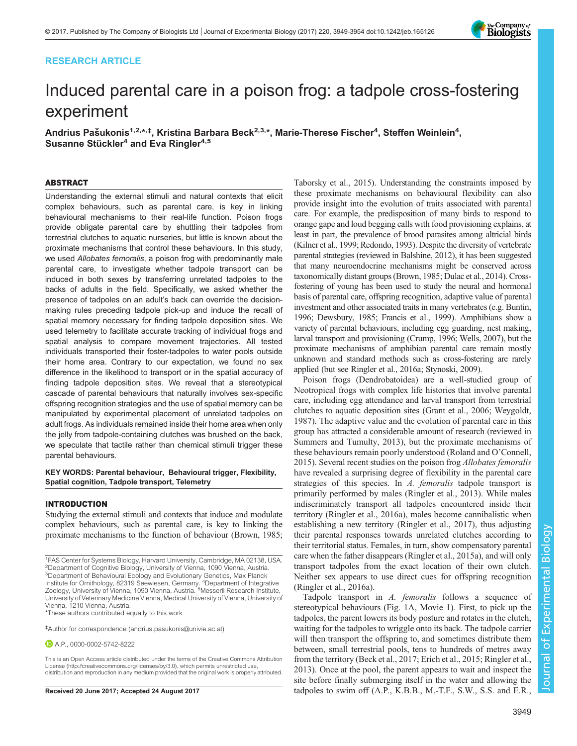RESEARCH ARTICLE

# Induced parental care in a poison frog: a tadpole cross-fostering experiment

**Andrius Pašukonis[1,2,*,‡], Kristina Barbara Beck[2,3,*], Marie-Therese Fischer[4], Steffen Weinlein[4], Susanne Stückler[4] and Eva Ringler[4,5]**

## ABSTRACT

Understanding the external stimuli and natural contexts that elicit complex behaviours, such as parental care, is key in linking behavioural mechanisms to their real-life function. Poison frogs provide obligate parental care by shuttling their tadpoles from terrestrial clutches to aquatic nurseries, but little is known about the proximate mechanisms that control these behaviours. In this study, we used *Allobates femoralis*, a poison frog with predominantly male parental care, to investigate whether tadpole transport can be induced in both sexes by transferring unrelated tadpoles to the backs of adults in the field. Specifically, we asked whether the presence of tadpoles on an adult's back can override the decision-making rules preceding tadpole pick-up and induce the recall of spatial memory necessary for finding tadpole deposition sites. We used telemetry to facilitate accurate tracking of individual frogs and spatial analysis to compare movement trajectories. All tested individuals transported their foster-tadpoles to water pools outside their home area. Contrary to our expectation, we found no sex difference in the likelihood to transport or in the spatial accuracy of finding tadpole deposition sites. We reveal that a stereotypical cascade of parental behaviours that naturally involves sex-specific offspring recognition strategies and the use of spatial memory can be manipulated by experimental placement of unrelated tadpoles on adult frogs. As individuals remained inside their home area when only the jelly from tadpole-containing clutches was brushed on the back, we speculate that tactile rather than chemical stimuli trigger these parental behaviours.

**KEY WORDS: Parental behaviour, Behavioural trigger, Flexibility, Spatial cognition, Tadpole transport, Telemetry**

## INTRODUCTION

Studying the external stimuli and contexts that induce and modulate complex behaviours, such as parental care, is key to linking the proximate mechanisms to the function of behaviour (Brown, 1985; Taborsky et al., 2015). Understanding the constraints imposed by these proximate mechanisms on behavioural flexibility can also provide insight into the evolution of traits associated with parental care. For example, the predisposition of many birds to respond to orange gape and loud begging calls with food provisioning explains, at least in part, the prevalence of brood parasites among altricial birds (Kilner et al., 1999; Redondo, 1993). Despite the diversity of vertebrate parental strategies (reviewed in Balshine, 2012), it has been suggested that many neuroendocrine mechanisms might be conserved across taxonomically distant groups (Brown, 1985; Dulac et al., 2014). Cross-fostering of young has been used to study the neural and hormonal basis of parental care, offspring recognition, adaptive value of parental investment and other associated traits in many vertebrates (e.g. Buntin, 1996; Dewsbury, 1985; Francis et al., 1999). Amphibians show a variety of parental behaviours, including egg guarding, nest making, larval transport and provisioning (Crump, 1996; Wells, 2007), but the proximate mechanisms of amphibian parental care remain mostly unknown and standard methods such as cross-fostering are rarely applied (but see Ringler et al., 2016a; Stynoski, 2009).

Poison frogs (Dendrobatoidea) are a well-studied group of Neotropical frogs with complex life histories that involve parental care, including egg attendance and larval transport from terrestrial clutches to aquatic deposition sites (Grant et al., 2006; Weygoldt, 1987). The adaptive value and the evolution of parental care in this group has attracted a considerable amount of research (reviewed in Summers and Tumulty, 2013), but the proximate mechanisms of these behaviours remain poorly understood (Roland and O'Connell, 2015). Several recent studies on the poison frog *Allobates femoralis* have revealed a surprising degree of flexibility in the parental care strategies of this species. In *A. femoralis* tadpole transport is primarily performed by males (Ringler et al., 2013). While males indiscriminately transport all tadpoles encountered inside their territory (Ringler et al., 2016a), males become cannibalistic when establishing a new territory (Ringler et al., 2017), thus adjusting their parental responses towards unrelated clutches according to their territorial status. Females, in turn, show compensatory parental care when the father disappears (Ringler et al., 2015a), and will only transport tadpoles from the exact location of their own clutch. Neither sex appears to use direct cues for offspring recognition (Ringler et al., 2016a).

Tadpole transport in *A. femoralis* follows a sequence of stereotypical behaviours (Fig. 1A, Movie 1). First, to pick up the tadpoles, the parent lowers its body posture and rotates in the clutch, waiting for the tadpoles to wriggle onto its back. The tadpole carrier will then transport the offspring to, and sometimes distribute them between, small terrestrial pools, tens to hundreds of metres away from the territory (Beck et al., 2017; Erich et al., 2015; Ringler et al., 2013). Once at the pool, the parent appears to wait and inspect the site before finally submerging itself in the water and allowing the tadpoles to swim off (A.P., K.B.B., M.-T.F., S.W., S.S. and E.R.,

[1]FAS Center for Systems Biology, Harvard University, Cambridge, MA 02138, USA. [2]Department of Cognitive Biology, University of Vienna, 1090 Vienna, Austria. [3]Department of Behavioural Ecology and Evolutionary Genetics, Max Planck Institute for Ornithology, 82319 Seewiesen, Germany. [4]Department of Integrative Zoology, University of Vienna, 1090 Vienna, Austria. [5]Messerli Research Institute, University of Veterinary Medicine Vienna, Medical University of Vienna, University of Vienna, 1210 Vienna, Austria.
*These authors contributed equally to this work

‡Author for correspondence (andrius.pasukonis@univie.ac.at)

A.P., 0000-0002-5742-8222

This is an Open Access article distributed under the terms of the Creative Commons Attribution License (http://creativecommons.org/licenses/by/3.0), which permits unrestricted use, distribution and reproduction in any medium provided that the original work is properly attributed.

Received 20 June 2017; Accepted 24 August 2017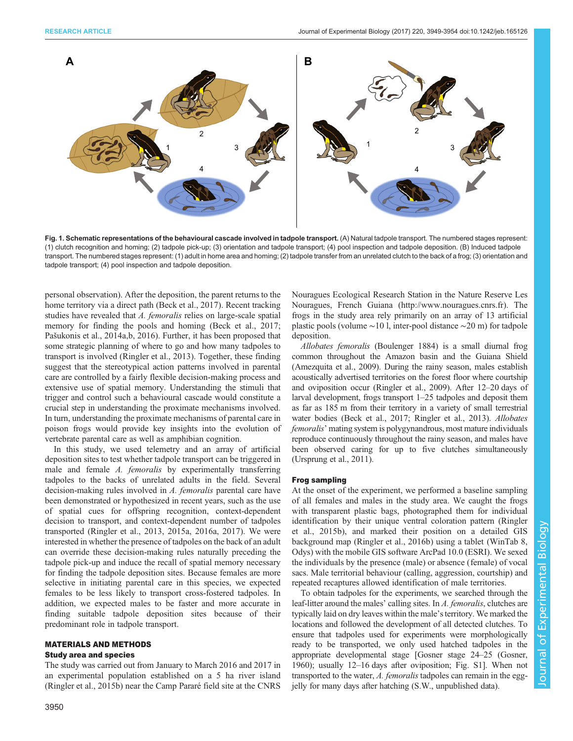**Fig. 1. Schematic representations of the behavioural cascade involved in tadpole transport.** (A) Natural tadpole transport. The numbered stages represent: (1) clutch recognition and homing; (2) tadpole pick-up; (3) orientation and tadpole transport; (4) pool inspection and tadpole deposition. (B) Induced tadpole transport. The numbered stages represent: (1) adult in home area and homing; (2) tadpole transfer from an unrelated clutch to the back of a frog; (3) orientation and tadpole transport; (4) pool inspection and tadpole deposition.

personal observation). After the deposition, the parent returns to the home territory via a direct path (Beck et al., 2017). Recent tracking studies have revealed that *A. femoralis* relies on large-scale spatial memory for finding the pools and homing (Beck et al., 2017; Pašukonis et al., 2014a,b, 2016). Further, it has been proposed that some strategic planning of where to go and how many tadpoles to transport is involved (Ringler et al., 2013). Together, these finding suggest that the stereotypical action patterns involved in parental care are controlled by a fairly flexible decision-making process and extensive use of spatial memory. Understanding the stimuli that trigger and control such a behavioural cascade would constitute a crucial step in understanding the proximate mechanisms involved. In turn, understanding the proximate mechanisms of parental care in poison frogs would provide key insights into the evolution of vertebrate parental care as well as amphibian cognition.

In this study, we used telemetry and an array of artificial deposition sites to test whether tadpole transport can be triggered in male and female *A. femoralis* by experimentally transferring tadpoles to the backs of unrelated adults in the field. Several decision-making rules involved in *A. femoralis* parental care have been demonstrated or hypothesized in recent years, such as the use of spatial cues for offspring recognition, context-dependent decision to transport, and context-dependent number of tadpoles transported (Ringler et al., 2013, 2015a, 2016a, 2017). We were interested in whether the presence of tadpoles on the back of an adult can override these decision-making rules naturally preceding the tadpole pick-up and induce the recall of spatial memory necessary for finding the tadpole deposition sites. Because females are more selective in initiating parental care in this species, we expected females to be less likely to transport cross-fostered tadpoles. In addition, we expected males to be faster and more accurate in finding suitable tadpole deposition sites because of their predominant role in tadpole transport.

## MATERIALS AND METHODS

### Study area and species

The study was carried out from January to March 2016 and 2017 in an experimental population established on a 5 ha river island (Ringler et al., 2015b) near the Camp Pararé field site at the CNRS Nouragues Ecological Research Station in the Nature Reserve Les Nouragues, French Guiana (http://www.nouragues.cnrs.fr). The frogs in the study area rely primarily on an array of 13 artificial plastic pools (volume ∼10 l, inter-pool distance ∼20 m) for tadpole deposition.

*Allobates femoralis* (Boulenger 1884) is a small diurnal frog common throughout the Amazon basin and the Guiana Shield (Amezquita et al., 2009). During the rainy season, males establish acoustically advertised territories on the forest floor where courtship and oviposition occur (Ringler et al., 2009). After 12–20 days of larval development, frogs transport 1–25 tadpoles and deposit them as far as 185 m from their territory in a variety of small terrestrial water bodies (Beck et al., 2017; Ringler et al., 2013). *Allobates femoralis*' mating system is polygynandrous, most mature individuals reproduce continuously throughout the rainy season, and males have been observed caring for up to five clutches simultaneously (Ursprung et al., 2011).

### Frog sampling

At the onset of the experiment, we performed a baseline sampling of all females and males in the study area. We caught the frogs with transparent plastic bags, photographed them for individual identification by their unique ventral coloration pattern (Ringler et al., 2015b), and marked their position on a detailed GIS background map (Ringler et al., 2016b) using a tablet (WinTab 8, Odys) with the mobile GIS software ArcPad 10.0 (ESRI). We sexed the individuals by the presence (male) or absence (female) of vocal sacs. Male territorial behaviour (calling, aggression, courtship) and repeated recaptures allowed identification of male territories.

To obtain tadpoles for the experiments, we searched through the leaf-litter around the males' calling sites. In *A. femoralis*, clutches are typically laid on dry leaves within the male's territory. We marked the locations and followed the development of all detected clutches. To ensure that tadpoles used for experiments were morphologically ready to be transported, we only used hatched tadpoles in the appropriate developmental stage [Gosner stage 24–25 (Gosner, 1960); usually 12–16 days after oviposition; Fig. S1]. When not transported to the water, *A. femoralis* tadpoles can remain in the egg-jelly for many days after hatching (S.W., unpublished data).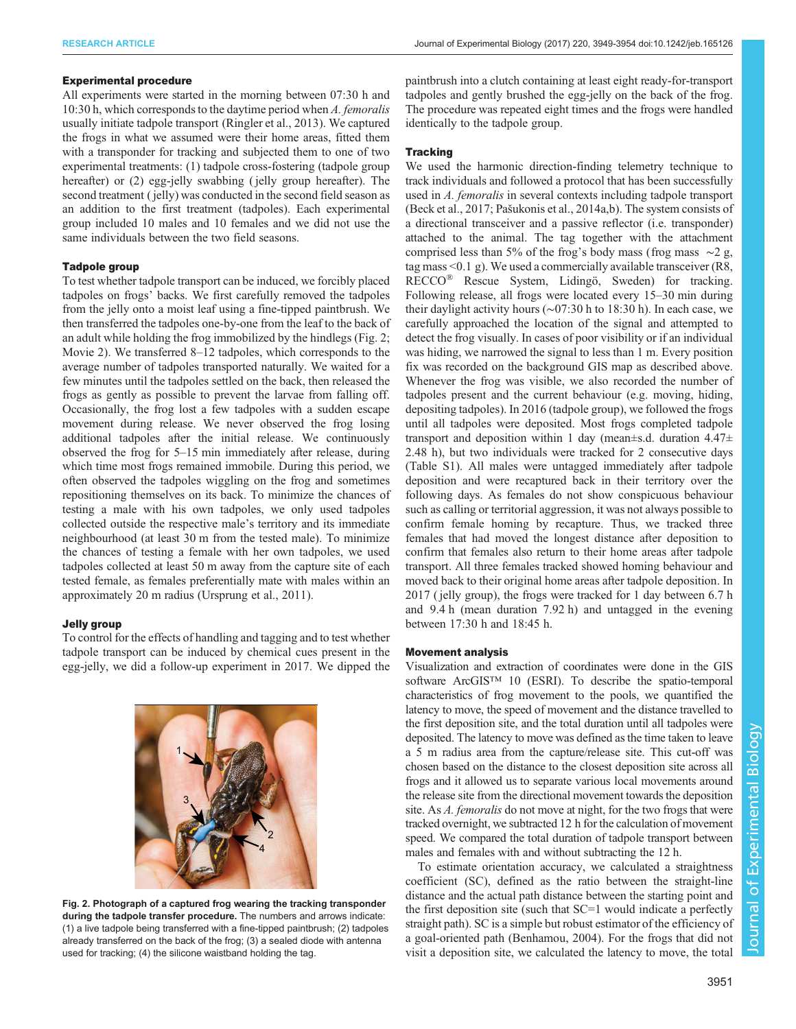### Experimental procedure

All experiments were started in the morning between 07:30 h and 10:30 h, which corresponds to the daytime period when *A. femoralis* usually initiate tadpole transport (Ringler et al., 2013). We captured the frogs in what we assumed were their home areas, fitted them with a transponder for tracking and subjected them to one of two experimental treatments: (1) tadpole cross-fostering (tadpole group hereafter) or (2) egg-jelly swabbing (jelly group hereafter). The second treatment (jelly) was conducted in the second field season as an addition to the first treatment (tadpoles). Each experimental group included 10 males and 10 females and we did not use the same individuals between the two field seasons.

### Tadpole group

To test whether tadpole transport can be induced, we forcibly placed tadpoles on frogs' backs. We first carefully removed the tadpoles from the jelly onto a moist leaf using a fine-tipped paintbrush. We then transferred the tadpoles one-by-one from the leaf to the back of an adult while holding the frog immobilized by the hindlegs (Fig. 2; Movie 2). We transferred 8–12 tadpoles, which corresponds to the average number of tadpoles transported naturally. We waited for a few minutes until the tadpoles settled on the back, then released the frogs as gently as possible to prevent the larvae from falling off. Occasionally, the frog lost a few tadpoles with a sudden escape movement during release. We never observed the frog losing additional tadpoles after the initial release. We continuously observed the frog for 5–15 min immediately after release, during which time most frogs remained immobile. During this period, we often observed the tadpoles wiggling on the frog and sometimes repositioning themselves on its back. To minimize the chances of testing a male with his own tadpoles, we only used tadpoles collected outside the respective male's territory and its immediate neighbourhood (at least 30 m from the tested male). To minimize the chances of testing a female with her own tadpoles, we used tadpoles collected at least 50 m away from the capture site of each tested female, as females preferentially mate with males within an approximately 20 m radius (Ursprung et al., 2011).

### Jelly group

To control for the effects of handling and tagging and to test whether tadpole transport can be induced by chemical cues present in the egg-jelly, we did a follow-up experiment in 2017. We dipped the paintbrush into a clutch containing at least eight ready-for-transport tadpoles and gently brushed the egg-jelly on the back of the frog. The procedure was repeated eight times and the frogs were handled identically to the tadpole group.

**Fig. 2. Photograph of a captured frog wearing the tracking transponder during the tadpole transfer procedure.** The numbers and arrows indicate: (1) a live tadpole being transferred with a fine-tipped paintbrush; (2) tadpoles already transferred on the back of the frog; (3) a sealed diode with antenna used for tracking; (4) the silicone waistband holding the tag.

### Tracking

We used the harmonic direction-finding telemetry technique to track individuals and followed a protocol that has been successfully used in *A. femoralis* in several contexts including tadpole transport (Beck et al., 2017; Pašukonis et al., 2014a,b). The system consists of a directional transceiver and a passive reflector (i.e. transponder) attached to the animal. The tag together with the attachment comprised less than 5% of the frog's body mass (frog mass ∼2 g, tag mass <0.1 g). We used a commercially available transceiver (R8, RECCO® Rescue System, Lidingö, Sweden) for tracking. Following release, all frogs were located every 15–30 min during their daylight activity hours (∼07:30 h to 18:30 h). In each case, we carefully approached the location of the signal and attempted to detect the frog visually. In cases of poor visibility or if an individual was hiding, we narrowed the signal to less than 1 m. Every position fix was recorded on the background GIS map as described above. Whenever the frog was visible, we also recorded the number of tadpoles present and the current behaviour (e.g. moving, hiding, depositing tadpoles). In 2016 (tadpole group), we followed the frogs until all tadpoles were deposited. Most frogs completed tadpole transport and deposition within 1 day (mean±s.d. duration 4.47±2.48 h), but two individuals were tracked for 2 consecutive days (Table S1). All males were untagged immediately after tadpole deposition and were recaptured back in their territory over the following days. As females do not show conspicuous behaviour such as calling or territorial aggression, it was not always possible to confirm female homing by recapture. Thus, we tracked three females that had moved the longest distance after deposition to confirm that females also return to their home areas after tadpole transport. All three females tracked showed homing behaviour and moved back to their original home areas after tadpole deposition. In 2017 (jelly group), the frogs were tracked for 1 day between 6.7 h and 9.4 h (mean duration 7.92 h) and untagged in the evening between 17:30 h and 18:45 h.

### Movement analysis

Visualization and extraction of coordinates were done in the GIS software ArcGIS™ 10 (ESRI). To describe the spatio-temporal characteristics of frog movement to the pools, we quantified the latency to move, the speed of movement and the distance travelled to the first deposition site, and the total duration until all tadpoles were deposited. The latency to move was defined as the time taken to leave a 5 m radius area from the capture/release site. This cut-off was chosen based on the distance to the closest deposition site across all frogs and it allowed us to separate various local movements around the release site from the directional movement towards the deposition site. As *A. femoralis* do not move at night, for the two frogs that were tracked overnight, we subtracted 12 h for the calculation of movement speed. We compared the total duration of tadpole transport between males and females with and without subtracting the 12 h.

To estimate orientation accuracy, we calculated a straightness coefficient (SC), defined as the ratio between the straight-line distance and the actual path distance between the starting point and the first deposition site (such that SC=1 would indicate a perfectly straight path). SC is a simple but robust estimator of the efficiency of a goal-oriented path (Benhamou, 2004). For the frogs that did not visit a deposition site, we calculated the latency to move, the total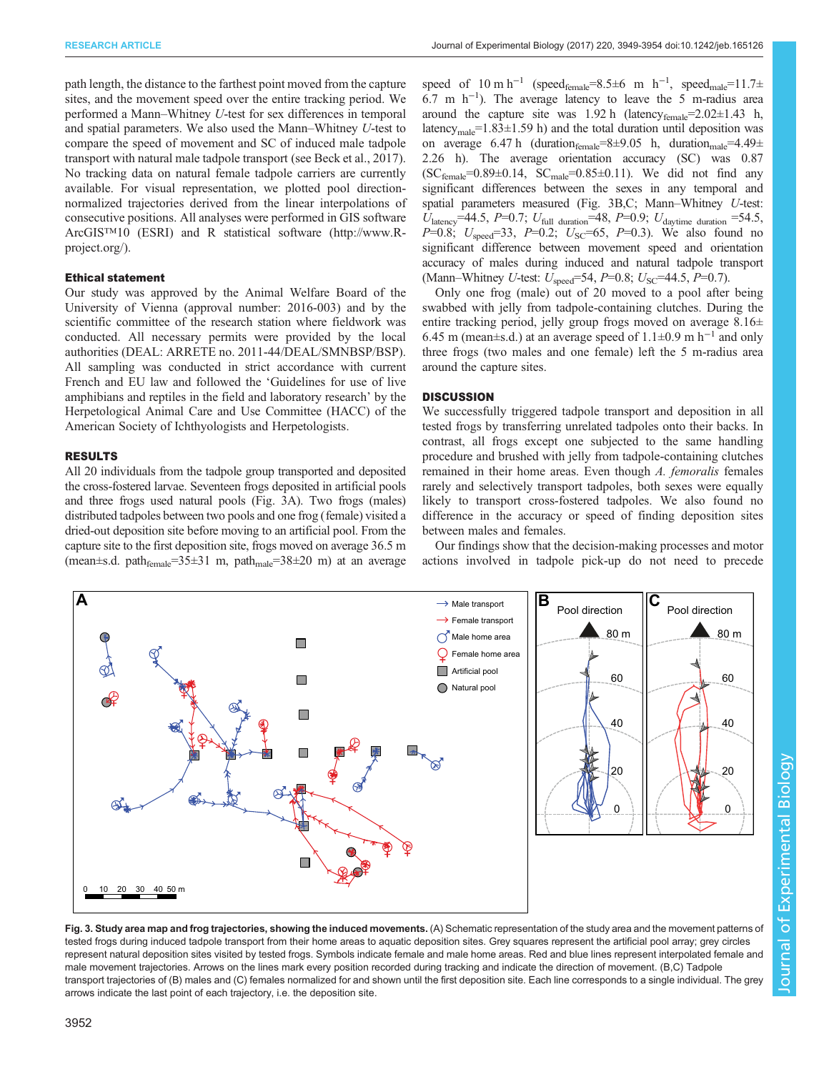path length, the distance to the farthest point moved from the capture sites, and the movement speed over the entire tracking period. We performed a Mann–Whitney $U$-test for sex differences in temporal and spatial parameters. We also used the Mann–Whitney $U$-test to compare the speed of movement and SC of induced male tadpole transport with natural male tadpole transport (see Beck et al., 2017). No tracking data on natural female tadpole carriers are currently available. For visual representation, we plotted pool direction-normalized trajectories derived from the linear interpolations of consecutive positions. All analyses were performed in GIS software ArcGIS™10 (ESRI) and R statistical software (http://www.R-project.org/).

### Ethical statement

Our study was approved by the Animal Welfare Board of the University of Vienna (approval number: 2016-003) and by the scientific committee of the research station where fieldwork was conducted. All necessary permits were provided by the local authorities (DEAL: ARRETE no. 2011-44/DEAL/SMNBSP/BSP). All sampling was conducted in strict accordance with current French and EU law and followed the 'Guidelines for use of live amphibians and reptiles in the field and laboratory research' by the Herpetological Animal Care and Use Committee (HACC) of the American Society of Ichthyologists and Herpetologists.

## RESULTS

All 20 individuals from the tadpole group transported and deposited the cross-fostered larvae. Seventeen frogs deposited in artificial pools and three frogs used natural pools (Fig. 3A). Two frogs (males) distributed tadpoles between two pools and one frog (female) visited a dried-out deposition site before moving to an artificial pool. From the capture site to the first deposition site, frogs moved on average 36.5 m (mean±s.d. $\text{path}_{\text{female}}$=35±31 m, $\text{path}_{\text{male}}$=38±20 m) at an average speed of 10 m h$^{-1}$ ($\text{speed}_{\text{female}}$=8.5±6 m h$^{-1}$, $\text{speed}_{\text{male}}$=11.7±6.7 m h$^{-1}$). The average latency to leave the 5 m-radius area around the capture site was 1.92 h ($\text{latency}_{\text{female}}$=2.02±1.43 h, $\text{latency}_{\text{male}}$=1.83±1.59 h) and the total duration until deposition was on average 6.47 h ($\text{duration}_{\text{female}}$=8±9.05 h, $\text{duration}_{\text{male}}$=4.49±2.26 h). The average orientation accuracy (SC) was 0.87 ($\text{SC}_{\text{female}}$=0.89±0.14, $\text{SC}_{\text{male}}$=0.85±0.11). We did not find any significant differences between the sexes in any temporal and spatial parameters measured (Fig. 3B,C; Mann–Whitney $U$-test: $U_{\text{latency}}$=44.5, $P$=0.7; $U_{\text{full duration}}$=48, $P$=0.9; $U_{\text{daytime duration}}$=54.5, $P$=0.8; $U_{\text{speed}}$=33, $P$=0.2; $U_{\text{SC}}$=65, $P$=0.3). We also found no significant difference between movement speed and orientation accuracy of males during induced and natural tadpole transport (Mann–Whitney $U$-test: $U_{\text{speed}}$=54, $P$=0.8; $U_{\text{SC}}$=44.5, $P$=0.7).

Only one frog (male) out of 20 moved to a pool after being swabbed with jelly from tadpole-containing clutches. During the entire tracking period, jelly group frogs moved on average 8.16±6.45 m (mean±s.d.) at an average speed of 1.1±0.9 m h$^{-1}$ and only three frogs (two males and one female) left the 5 m-radius area around the capture sites.

## DISCUSSION

We successfully triggered tadpole transport and deposition in all tested frogs by transferring unrelated tadpoles onto their backs. In contrast, all frogs except one subjected to the same handling procedure and brushed with jelly from tadpole-containing clutches remained in their home areas. Even though *A. femoralis* females rarely and selectively transport tadpoles, both sexes were equally likely to transport cross-fostered tadpoles. We also found no difference in the accuracy or speed of finding deposition sites between males and females.

Our findings show that the decision-making processes and motor actions involved in tadpole pick-up do not need to precede

**Fig. 3. Study area map and frog trajectories, showing the induced movements.** (A) Schematic representation of the study area and the movement patterns of tested frogs during induced tadpole transport from their home areas to aquatic deposition sites. Grey squares represent the artificial pool array; grey circles represent natural deposition sites visited by tested frogs. Symbols indicate female and male home areas. Red and blue lines represent interpolated female and male movement trajectories. Arrows on the lines mark every position recorded during tracking and indicate the direction of movement. (B,C) Tadpole transport trajectories of (B) males and (C) females normalized for and shown until the first deposition site. Each line corresponds to a single individual. The grey arrows indicate the last point of each trajectory, i.e. the deposition site.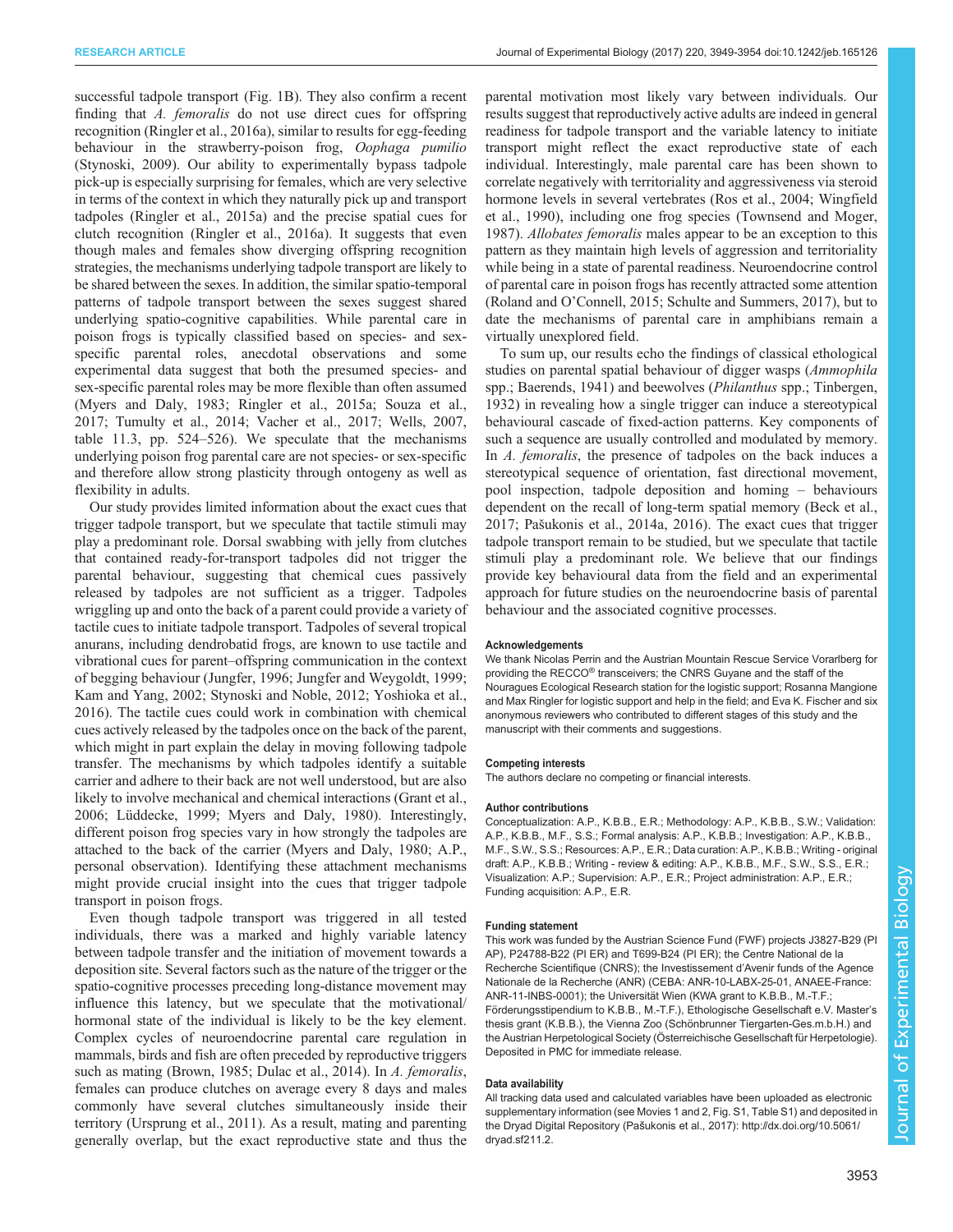successful tadpole transport (Fig. 1B). They also confirm a recent finding that *A. femoralis* do not use direct cues for offspring recognition (Ringler et al., 2016a), similar to results for egg-feeding behaviour in the strawberry-poison frog, *Oophaga pumilio* (Stynoski, 2009). Our ability to experimentally bypass tadpole pick-up is especially surprising for females, which are very selective in terms of the context in which they naturally pick up and transport tadpoles (Ringler et al., 2015a) and the precise spatial cues for clutch recognition (Ringler et al., 2016a). It suggests that even though males and females show diverging offspring recognition strategies, the mechanisms underlying tadpole transport are likely to be shared between the sexes. In addition, the similar spatio-temporal patterns of tadpole transport between the sexes suggest shared underlying spatio-cognitive capabilities. While parental care in poison frogs is typically classified based on species- and sex-specific parental roles, anecdotal observations and some experimental data suggest that both the presumed species- and sex-specific parental roles may be more flexible than often assumed (Myers and Daly, 1983; Ringler et al., 2015a; Souza et al., 2017; Tumulty et al., 2014; Vacher et al., 2017; Wells, 2007, table 11.3, pp. 524–526). We speculate that the mechanisms underlying poison frog parental care are not species- or sex-specific and therefore allow strong plasticity through ontogeny as well as flexibility in adults.

Our study provides limited information about the exact cues that trigger tadpole transport, but we speculate that tactile stimuli may play a predominant role. Dorsal swabbing with jelly from clutches that contained ready-for-transport tadpoles did not trigger the parental behaviour, suggesting that chemical cues passively released by tadpoles are not sufficient as a trigger. Tadpoles wriggling up and onto the back of a parent could provide a variety of tactile cues to initiate tadpole transport. Tadpoles of several tropical anurans, including dendrobatid frogs, are known to use tactile and vibrational cues for parent–offspring communication in the context of begging behaviour (Jungfer, 1996; Jungfer and Weygoldt, 1999; Kam and Yang, 2002; Stynoski and Noble, 2012; Yoshioka et al., 2016). The tactile cues could work in combination with chemical cues actively released by the tadpoles once on the back of the parent, which might in part explain the delay in moving following tadpole transfer. The mechanisms by which tadpoles identify a suitable carrier and adhere to their back are not well understood, but are also likely to involve mechanical and chemical interactions (Grant et al., 2006; Lüddecke, 1999; Myers and Daly, 1980). Interestingly, different poison frog species vary in how strongly the tadpoles are attached to the back of the carrier (Myers and Daly, 1980; A.P., personal observation). Identifying these attachment mechanisms might provide crucial insight into the cues that trigger tadpole transport in poison frogs.

Even though tadpole transport was triggered in all tested individuals, there was a marked and highly variable latency between tadpole transfer and the initiation of movement towards a deposition site. Several factors such as the nature of the trigger or the spatio-cognitive processes preceding long-distance movement may influence this latency, but we speculate that the motivational/hormonal state of the individual is likely to be the key element. Complex cycles of neuroendocrine parental care regulation in mammals, birds and fish are often preceded by reproductive triggers such as mating (Brown, 1985; Dulac et al., 2014). In *A. femoralis*, females can produce clutches on average every 8 days and males commonly have several clutches simultaneously inside their territory (Ursprung et al., 2011). As a result, mating and parenting generally overlap, but the exact reproductive state and thus the parental motivation most likely vary between individuals. Our results suggest that reproductively active adults are indeed in general readiness for tadpole transport and the variable latency to initiate transport might reflect the exact reproductive state of each individual. Interestingly, male parental care has been shown to correlate negatively with territoriality and aggressiveness via steroid hormone levels in several vertebrates (Ros et al., 2004; Wingfield et al., 1990), including one frog species (Townsend and Moger, 1987). *Allobates femoralis* males appear to be an exception to this pattern as they maintain high levels of aggression and territoriality while being in a state of parental readiness. Neuroendocrine control of parental care in poison frogs has recently attracted some attention (Roland and O'Connell, 2015; Schulte and Summers, 2017), but to date the mechanisms of parental care in amphibians remain a virtually unexplored field.

To sum up, our results echo the findings of classical ethological studies on parental spatial behaviour of digger wasps (*Ammophila* spp.; Baerends, 1941) and beewolves (*Philanthus* spp.; Tinbergen, 1932) in revealing how a single trigger can induce a stereotypical behavioural cascade of fixed-action patterns. Key components of such a sequence are usually controlled and modulated by memory. In *A. femoralis*, the presence of tadpoles on the back induces a stereotypical sequence of orientation, fast directional movement, pool inspection, tadpole deposition and homing – behaviours dependent on the recall of long-term spatial memory (Beck et al., 2017; Pašukonis et al., 2014a, 2016). The exact cues that trigger tadpole transport remain to be studied, but we speculate that tactile stimuli play a predominant role. We believe that our findings provide key behavioural data from the field and an experimental approach for future studies on the neuroendocrine basis of parental behaviour and the associated cognitive processes.

#### Acknowledgements
We thank Nicolas Perrin and the Austrian Mountain Rescue Service Vorarlberg for providing the RECCO® transceivers; the CNRS Guyane and the staff of the Nouragues Ecological Research station for the logistic support; Rosanna Mangione and Max Ringler for logistic support and help in the field; and Eva K. Fischer and six anonymous reviewers who contributed to different stages of this study and the manuscript with their comments and suggestions.

#### Competing interests
The authors declare no competing or financial interests.

#### Author contributions
Conceptualization: A.P., K.B.B., E.R.; Methodology: A.P., K.B.B., S.W.; Validation: A.P., K.B.B., M.F., S.S.; Formal analysis: A.P., K.B.B.; Investigation: A.P., K.B.B., M.F., S.W., S.S.; Resources: A.P., E.R.; Data curation: A.P., K.B.B.; Writing - original draft: A.P., K.B.B.; Writing - review & editing: A.P., K.B.B., M.F., S.W., S.S., E.R.; Visualization: A.P.; Supervision: A.P., E.R.; Project administration: A.P., E.R.; Funding acquisition: A.P., E.R.

#### Funding statement
This work was funded by the Austrian Science Fund (FWF) projects J3827-B29 (PI AP), P24788-B22 (PI ER) and T699-B24 (PI ER); the Centre National de la Recherche Scientifique (CNRS); the Investissement d'Avenir funds of the Agence Nationale de la Recherche (ANR) (CEBA: ANR-10-LABX-25-01, ANAEE-France: ANR-11-INBS-0001); the Universität Wien (KWA grant to K.B.B., M.-T.F.; Förderungsstipendium to K.B.B., M.-T.F.), Ethologische Gesellschaft e.V. Master's thesis grant (K.B.B.), the Vienna Zoo (Schönbrunner Tiergarten-Ges.m.b.H.) and the Austrian Herpetological Society (Österreichische Gesellschaft für Herpetologie). Deposited in PMC for immediate release.

#### Data availability
All tracking data used and calculated variables have been uploaded as electronic supplementary information (see Movies 1 and 2, Fig. S1, Table S1) and deposited in the Dryad Digital Repository (Pašukonis et al., 2017): http://dx.doi.org/10.5061/dryad.sf211.2.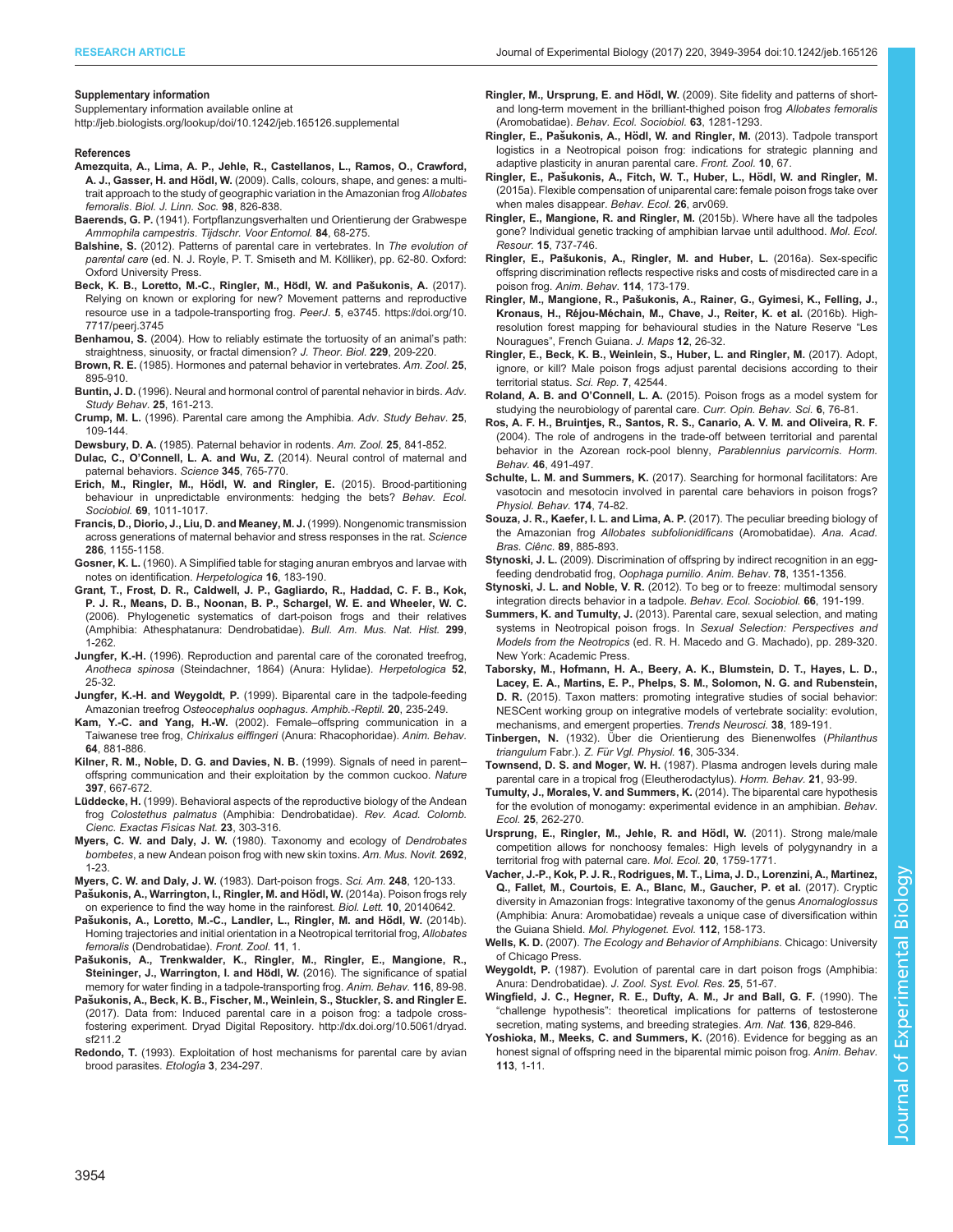### Supplementary information

Supplementary information available online at
http://jeb.biologists.org/lookup/doi/10.1242/jeb.165126.supplemental

### References

**Amezquita, A., Lima, A. P., Jehle, R., Castellanos, L., Ramos, O., Crawford, A. J., Gasser, H. and Hödl, W.** (2009). Calls, colours, shape, and genes: a multi-trait approach to the study of geographic variation in the Amazonian frog *Allobates femoralis*. *Biol. J. Linn. Soc.* **98**, 826-838.

**Baerends, G. P.** (1941). Fortpflanzungsverhalten und Orientierung der Grabwespe *Ammophila campestris*. *Tijdschr. Voor Entomol.* **84**, 68-275.

**Balshine, S.** (2012). Patterns of parental care in vertebrates. In *The evolution of parental care* (ed. N. J. Royle, P. T. Smiseth and M. Kölliker), pp. 62-80. Oxford: Oxford University Press.

**Beck, K. B., Loretto, M.-C., Ringler, M., Hödl, W. and Pašukonis, A.** (2017). Relying on known or exploring for new? Movement patterns and reproductive resource use in a tadpole-transporting frog. *PeerJ*. **5**, e3745. https://doi.org/10.7717/peerj.3745

**Benhamou, S.** (2004). How to reliably estimate the tortuosity of an animal's path: straightness, sinuosity, or fractal dimension? *J. Theor. Biol.* **229**, 209-220.

**Brown, R. E.** (1985). Hormones and paternal behavior in vertebrates. *Am. Zool.* **25**, 895-910.

**Buntin, J. D.** (1996). Neural and hormonal control of parental nehavior in birds. *Adv. Study Behav.* **25**, 161-213.

**Crump, M. L.** (1996). Parental care among the Amphibia. *Adv. Study Behav.* **25**, 109-144.

**Dewsbury, D. A.** (1985). Paternal behavior in rodents. *Am. Zool.* **25**, 841-852.

**Dulac, C., O'Connell, L. A. and Wu, Z.** (2014). Neural control of maternal and paternal behaviors. *Science* **345**, 765-770.

**Erich, M., Ringler, M., Hödl, W. and Ringler, E.** (2015). Brood-partitioning behaviour in unpredictable environments: hedging the bets? *Behav. Ecol. Sociobiol.* **69**, 1011-1017.

**Francis, D., Diorio, J., Liu, D. and Meaney, M. J.** (1999). Nongenomic transmission across generations of maternal behavior and stress responses in the rat. *Science* **286**, 1155-1158.

**Gosner, K. L.** (1960). A Simplified table for staging anuran embryos and larvae with notes on identification. *Herpetologica* **16**, 183-190.

**Grant, T., Frost, D. R., Caldwell, J. P., Gagliardo, R., Haddad, C. F. B., Kok, P. J. R., Means, D. B., Noonan, B. P., Schargel, W. E. and Wheeler, W. C.** (2006). Phylogenetic systematics of dart-poison frogs and their relatives (Amphibia: Athesphatanura: Dendrobatidae). *Bull. Am. Mus. Nat. Hist.* **299**, 1-262.

**Jungfer, K.-H.** (1996). Reproduction and parental care of the coronated treefrog, *Anotheca spinosa* (Steindachner, 1864) (Anura: Hylidae). *Herpetologica* **52**, 25-32.

**Jungfer, K.-H. and Weygoldt, P.** (1999). Biparental care in the tadpole-feeding Amazonian treefrog *Osteocephalus oophagus*. *Amphib.-Reptil.* **20**, 235-249.

**Kam, Y.-C. and Yang, H.-W.** (2002). Female–offspring communication in a Taiwanese tree frog, *Chirixalus eiffingeri* (Anura: Rhacophoridae). *Anim. Behav.* **64**, 881-886.

**Kilner, R. M., Noble, D. G. and Davies, N. B.** (1999). Signals of need in parent–offspring communication and their exploitation by the common cuckoo. *Nature* **397**, 667-672.

**Lüddecke, H.** (1999). Behavioral aspects of the reproductive biology of the Andean frog *Colostethus palmatus* (Amphibia: Dendrobatidae). *Rev. Acad. Colomb. Cienc. Exactas Físicas Nat.* **23**, 303-316.

**Myers, C. W. and Daly, J. W.** (1980). Taxonomy and ecology of *Dendrobates bombetes*, a new Andean poison frog with new skin toxins. *Am. Mus. Novit.* **2692**, 1-23.

**Myers, C. W. and Daly, J. W.** (1983). Dart-poison frogs. *Sci. Am.* **248**, 120-133.

**Pašukonis, A., Warrington, I., Ringler, M. and Hödl, W.** (2014a). Poison frogs rely on experience to find the way home in the rainforest. *Biol. Lett.* **10**, 20140642.

**Pašukonis, A., Loretto, M.-C., Landler, L., Ringler, M. and Hödl, W.** (2014b). Homing trajectories and initial orientation in a Neotropical territorial frog, *Allobates femoralis* (Dendrobatidae). *Front. Zool.* **11**, 1.

**Pašukonis, A., Trenkwalder, K., Ringler, M., Ringler, E., Mangione, R., Steininger, J., Warrington, I. and Hödl, W.** (2016). The significance of spatial memory for water finding in a tadpole-transporting frog. *Anim. Behav.* **116**, 89-98.

**Pašukonis, A., Beck, K. B., Fischer, M., Weinlein, S., Stuckler, S. and Ringler E.** (2017). Data from: Induced parental care in a poison frog: a tadpole cross-fostering experiment. Dryad Digital Repository. http://dx.doi.org/10.5061/dryad.sf211.2

**Redondo, T.** (1993). Exploitation of host mechanisms for parental care by avian brood parasites. *Etología* **3**, 234-297.

**Ringler, M., Ursprung, E. and Hödl, W.** (2009). Site fidelity and patterns of short- and long-term movement in the brilliant-thighed poison frog *Allobates femoralis* (Aromobatidae). *Behav. Ecol. Sociobiol.* **63**, 1281-1293.

**Ringler, E., Pašukonis, A., Hödl, W. and Ringler, M.** (2013). Tadpole transport logistics in a Neotropical poison frog: indications for strategic planning and adaptive plasticity in anuran parental care. *Front. Zool.* **10**, 67.

**Ringler, E., Pašukonis, A., Fitch, W. T., Huber, L., Hödl, W. and Ringler, M.** (2015a). Flexible compensation of uniparental care: female poison frogs take over when males disappear. *Behav. Ecol.* **26**, arv069.

**Ringler, E., Mangione, R. and Ringler, M.** (2015b). Where have all the tadpoles gone? Individual genetic tracking of amphibian larvae until adulthood. *Mol. Ecol. Resour.* **15**, 737-746.

**Ringler, E., Pašukonis, A., Ringler, M. and Huber, L.** (2016a). Sex-specific offspring discrimination reflects respective risks and costs of misdirected care in a poison frog. *Anim. Behav.* **114**, 173-179.

**Ringler, M., Mangione, R., Pašukonis, A., Rainer, G., Gyimesi, K., Felling, J., Kronaus, H., Réjou-Méchain, M., Chave, J., Reiter, K. et al.** (2016b). High-resolution forest mapping for behavioural studies in the Nature Reserve "Les Nouragues", French Guiana. *J. Maps* **12**, 26-32.

**Ringler, E., Beck, K. B., Weinlein, S., Huber, L. and Ringler, M.** (2017). Adopt, ignore, or kill? Male poison frogs adjust parental decisions according to their territorial status. *Sci. Rep.* **7**, 42544.

**Roland, A. B. and O'Connell, L. A.** (2015). Poison frogs as a model system for studying the neurobiology of parental care. *Curr. Opin. Behav. Sci.* **6**, 76-81.

**Ros, A. F. H., Bruintjes, R., Santos, R. S., Canario, A. V. M. and Oliveira, R. F.** (2004). The role of androgens in the trade-off between territorial and parental behavior in the Azorean rock-pool blenny, *Parablennius parvicornis*. *Horm. Behav.* **46**, 491-497.

**Schulte, L. M. and Summers, K.** (2017). Searching for hormonal facilitators: Are vasotocin and mesotocin involved in parental care behaviors in poison frogs? *Physiol. Behav.* **174**, 74-82.

**Souza, J. R., Kaefer, I. L. and Lima, A. P.** (2017). The peculiar breeding biology of the Amazonian frog *Allobates subfolionidificans* (Aromobatidae). *Ana. Acad. Bras. Ciênc.* **89**, 885-893.

**Stynoski, J. L.** (2009). Discrimination of offspring by indirect recognition in an egg-feeding dendrobatid frog, *Oophaga pumilio*. *Anim. Behav.* **78**, 1351-1356.

**Stynoski, J. L. and Noble, V. R.** (2012). To beg or to freeze: multimodal sensory integration directs behavior in a tadpole. *Behav. Ecol. Sociobiol.* **66**, 191-199.

**Summers, K. and Tumulty, J.** (2013). Parental care, sexual selection, and mating systems in Neotropical poison frogs. In *Sexual Selection: Perspectives and Models from the Neotropics* (ed. R. H. Macedo and G. Machado), pp. 289-320. New York: Academic Press.

**Taborsky, M., Hofmann, H. A., Beery, A. K., Blumstein, D. T., Hayes, L. D., Lacey, E. A., Martins, E. P., Phelps, S. M., Solomon, N. G. and Rubenstein, D. R.** (2015). Taxon matters: promoting integrative studies of social behavior: NESCent working group on integrative models of vertebrate sociality: evolution, mechanisms, and emergent properties. *Trends Neurosci.* **38**, 189-191.

**Tinbergen, N.** (1932). Über die Orientierung des Bienenwolfes (*Philanthus triangulum* Fabr.). *Z. Für Vgl. Physiol.* **16**, 305-334.

**Townsend, D. S. and Moger, W. H.** (1987). Plasma androgen levels during male parental care in a tropical frog (Eleutherodactylus). *Horm. Behav.* **21**, 93-99.

**Tumulty, J., Morales, V. and Summers, K.** (2014). The biparental care hypothesis for the evolution of monogamy: experimental evidence in an amphibian. *Behav. Ecol.* **25**, 262-270.

**Ursprung, E., Ringler, M., Jehle, R. and Hödl, W.** (2011). Strong male/male competition allows for nonchoosy females: High levels of polygynandry in a territorial frog with paternal care. *Mol. Ecol.* **20**, 1759-1771.

**Vacher, J.-P., Kok, P. J. R., Rodrigues, M. T., Lima, J. D., Lorenzini, A., Martinez, Q., Fallet, M., Courtois, E. A., Blanc, M., Gaucher, P. et al.** (2017). Cryptic diversity in Amazonian frogs: Integrative taxonomy of the genus *Anomaloglossus* (Amphibia: Anura: Aromobatidae) reveals a unique case of diversification within the Guiana Shield. *Mol. Phylogenet. Evol.* **112**, 158-173.

**Wells, K. D.** (2007). *The Ecology and Behavior of Amphibians*. Chicago: University of Chicago Press.

**Weygoldt, P.** (1987). Evolution of parental care in dart poison frogs (Amphibia: Anura: Dendrobatidae). *J. Zool. Syst. Evol. Res.* **25**, 51-67.

**Wingfield, J. C., Hegner, R. E., Dufty, A. M., Jr and Ball, G. F.** (1990). The "challenge hypothesis": theoretical implications for patterns of testosterone secretion, mating systems, and breeding strategies. *Am. Nat.* **136**, 829-846.

**Yoshioka, M., Meeks, C. and Summers, K.** (2016). Evidence for begging as an honest signal of offspring need in the biparental mimic poison frog. *Anim. Behav.* **113**, 1-11.